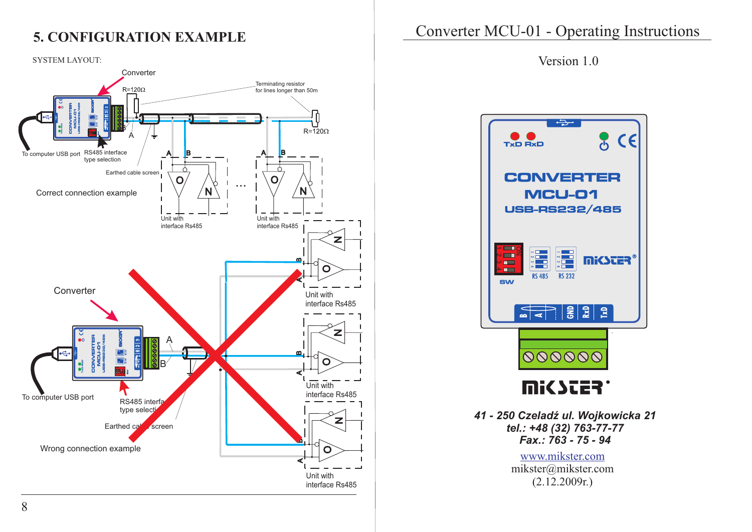# 5. CONFIGURATION EXAMPLE

SYSTEM LAYOUT:

Converter

R=120Ω

Terminating resistor for lines longer than 50m

R=120Ω

A

To computer USB port

RS485 interface type selection

Earthed cable screen

A B

A B

Correct connection example

Unit with interface Rs485

Unit with interface Rs485

Converter

A

B

To computer USB port

RS485 interface type selection

Earthed cable screen

Wrong connection example

Unit with interface Rs485

Unit with interface Rs485

Unit with interface Rs485

# Converter MCU-01 - Operating Instructions

Version 1.0

TxD RxD

CONVERTER MCU-01 USB-RS232/485

SW RS 485 RS 232

B A GND RxD TxD

MIKSTER

***41 - 250 Czeladź ul. Wojkowicka 21***
***tel.: +48 (32) 763-77-77***
***Fax.: 763 - 75 - 94***

www.mikster.com
mikster@mikster.com
(2.12.2009r.)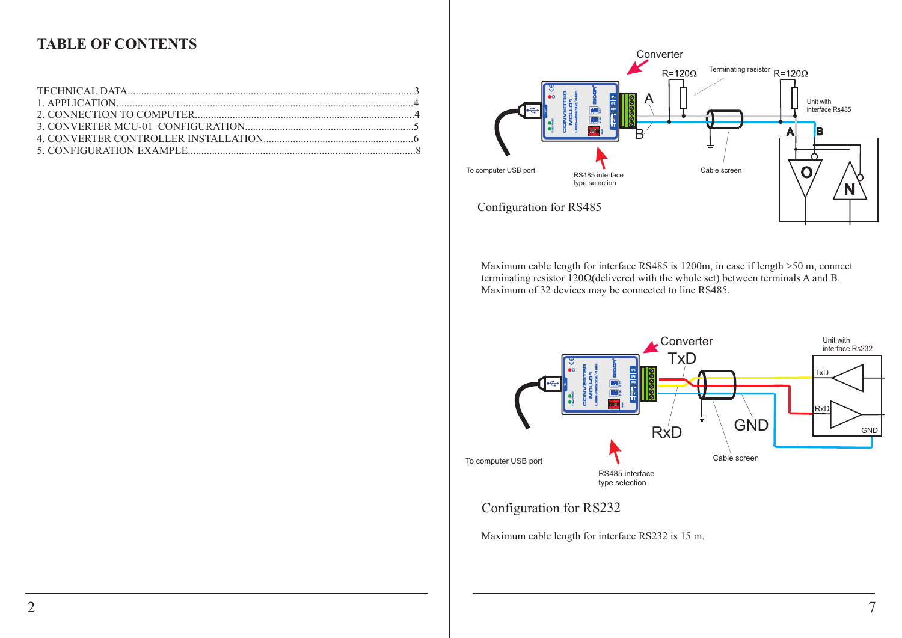# TABLE OF CONTENTS

TECHNICAL DATA.........................................................................................................3
1. APPLICATION.............................................................................................................4
2. CONNECTION TO COMPUTER.................................................................................4
3. CONVERTER MCU-01 CONFIGURATION..............................................................5
4. CONVERTER CONTROLLER INSTALLATION.......................................................6
5. CONFIGURATION EXAMPLE...................................................................................8

Configuration for RS485

Maximum cable length for interface RS485 is 1200m, in case if length >50 m, connect terminating resistor 120Ω(delivered with the whole set) between terminals A and B. Maximum of 32 devices may be connected to line RS485.

Configuration for RS232

Maximum cable length for interface RS232 is 15 m.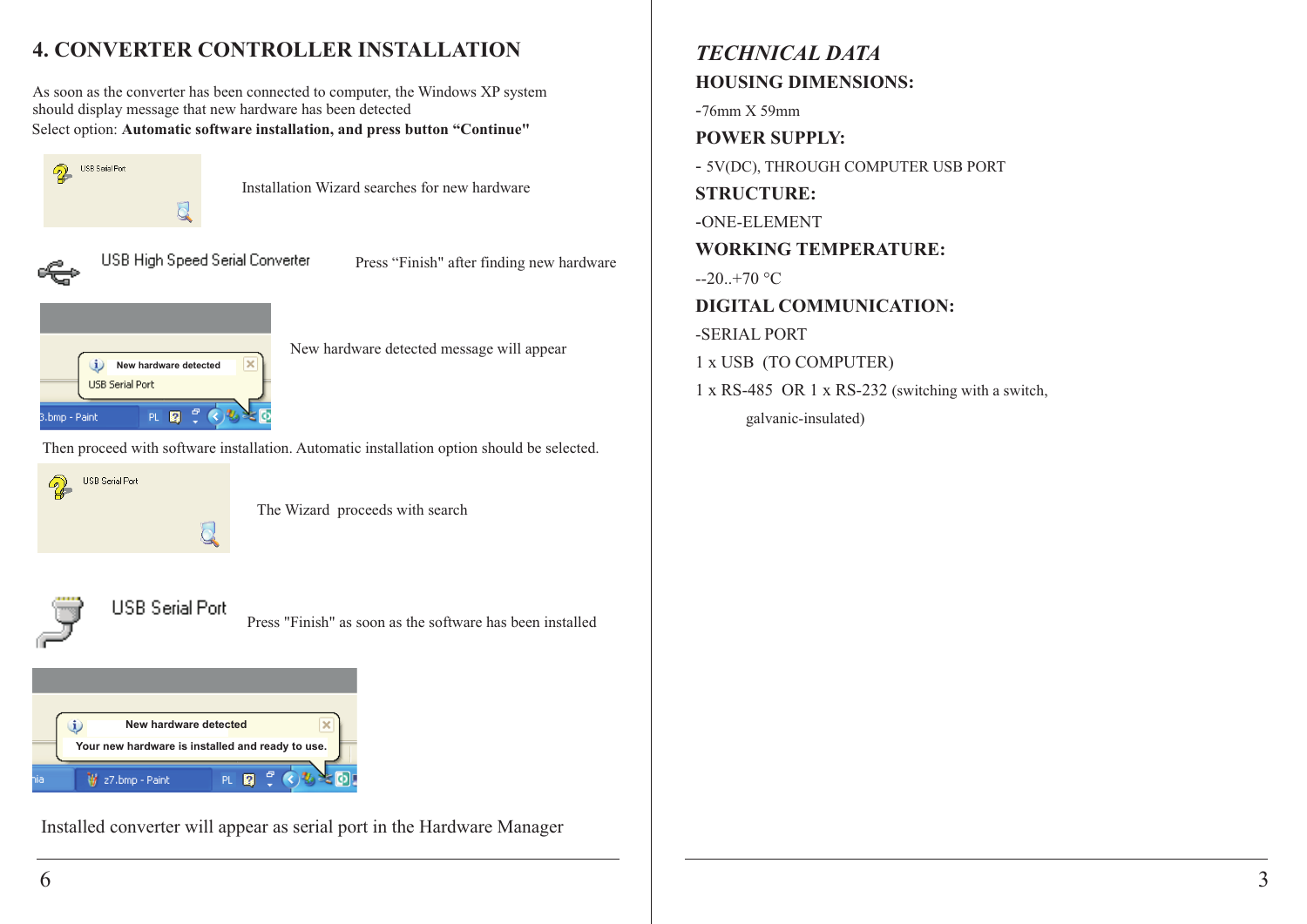# 4. CONVERTER CONTROLLER INSTALLATION

As soon as the converter has been connected to computer, the Windows XP system should display message that new hardware has been detected

Select option: **Automatic software installation, and press button "Continue"**

Installation Wizard searches for new hardware

Press "Finish" after finding new hardware

New hardware detected message will appear

Then proceed with software installation. Automatic installation option should be selected.

The Wizard proceeds with search

Press "Finish" as soon as the software has been installed

Installed converter will appear as serial port in the Hardware Manager

## *TECHNICAL DATA*

**HOUSING DIMENSIONS:**

-76mm X 59mm

**POWER SUPPLY:**

- 5V(DC), THROUGH COMPUTER USB PORT

**STRUCTURE:**

-ONE-ELEMENT

**WORKING TEMPERATURE:**

--20..+70 °C

**DIGITAL COMMUNICATION:**

-SERIAL PORT

1 x USB (TO COMPUTER)

1 x RS-485 OR 1 x RS-232 (switching with a switch, galvanic-insulated)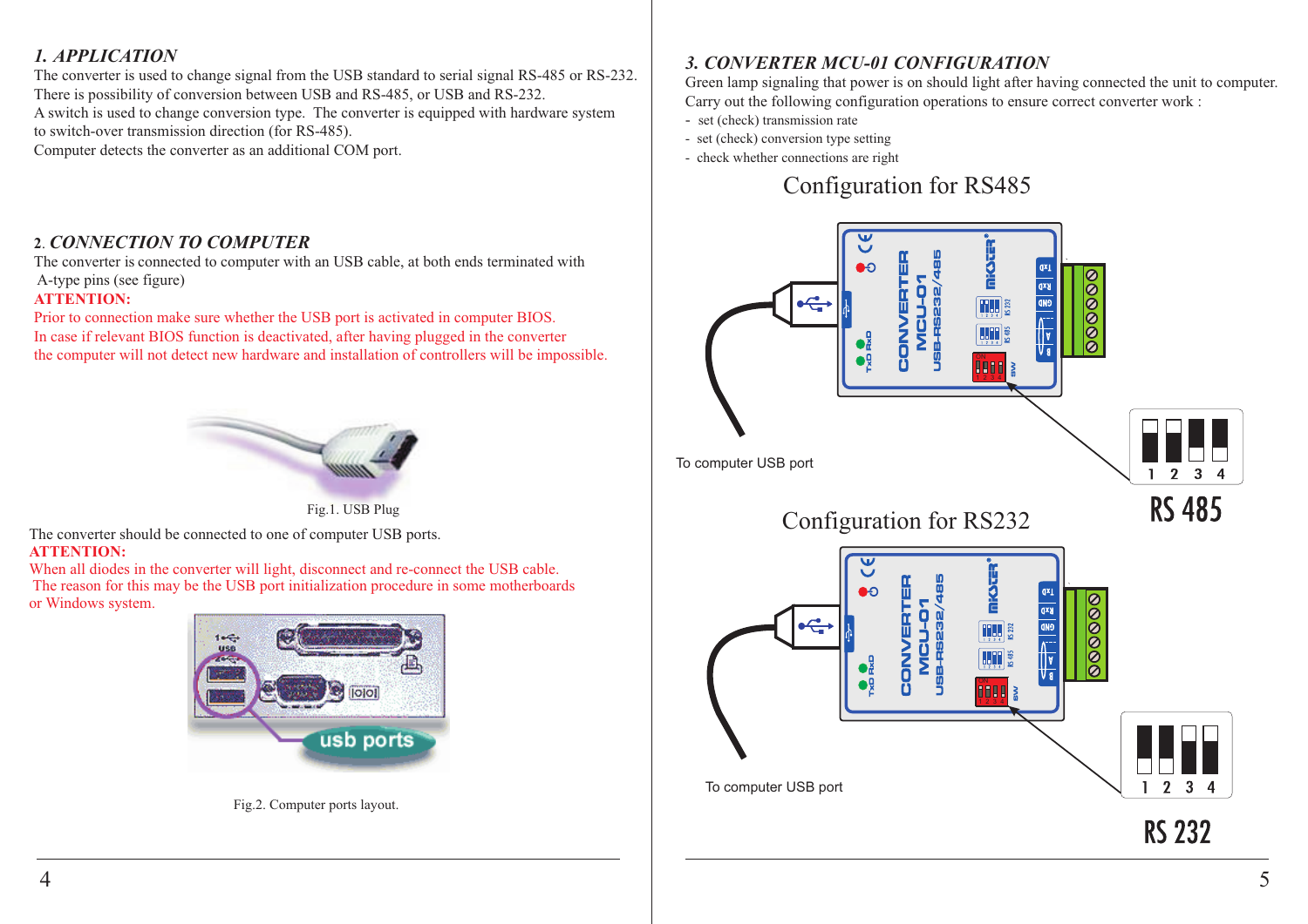## 1. APPLICATION

The converter is used to change signal from the USB standard to serial signal RS-485 or RS-232. There is possibility of conversion between USB and RS-485, or USB and RS-232.
A switch is used to change conversion type. The converter is equipped with hardware system to switch-over transmission direction (for RS-485).
Computer detects the converter as an additional COM port.

## 2. CONNECTION TO COMPUTER

The converter is connected to computer with an USB cable, at both ends terminated with A-type pins (see figure)

**ATTENTION:**
Prior to connection make sure whether the USB port is activated in computer BIOS.
In case if relevant BIOS function is deactivated, after having plugged in the converter the computer will not detect new hardware and installation of controllers will be impossible.

Fig.1. USB Plug

The converter should be connected to one of computer USB ports.

**ATTENTION:**
When all diodes in the converter will light, disconnect and re-connect the USB cable.
The reason for this may be the USB port initialization procedure in some motherboards or Windows system.

usb ports

Fig.2. Computer ports layout.

## 3. CONVERTER MCU-01 CONFIGURATION

Green lamp signaling that power is on should light after having connected the unit to computer.
Carry out the following configuration operations to ensure correct converter work :

- set (check) transmission rate
- set (check) conversion type setting
- check whether connections are right

### Configuration for RS485

To computer USB port

1 2 3 4

RS 485

### Configuration for RS232

To computer USB port

1 2 3 4

RS 232